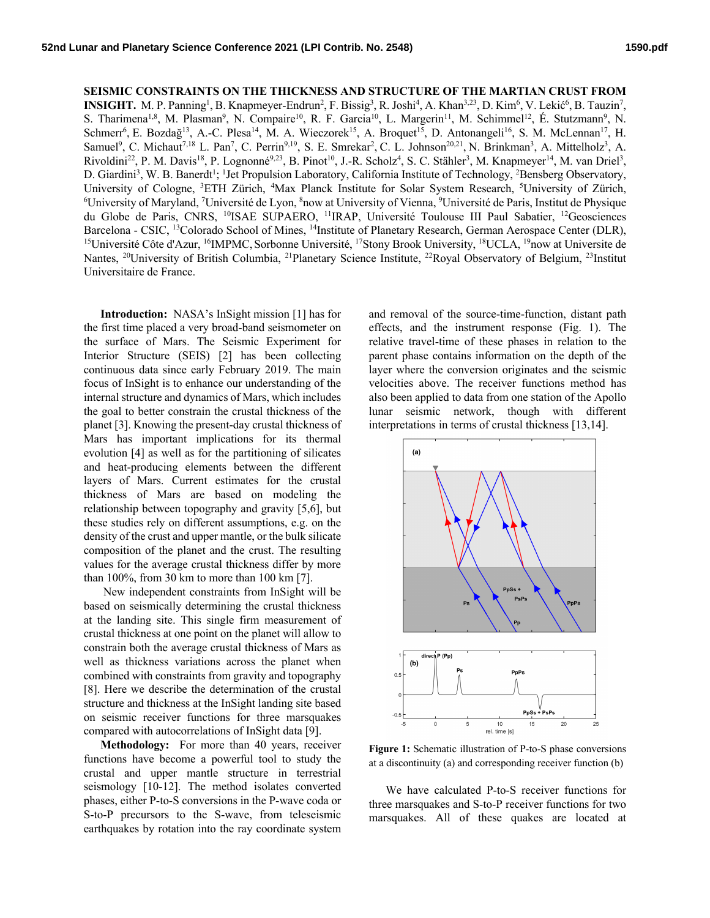**SEISMIC CONSTRAINTS ON THE THICKNESS AND STRUCTURE OF THE MARTIAN CRUST FROM INSIGHT.** M. P. Panning[1], B. Knapmeyer-Endrun[2], F. Bissig[3], R. Joshi[4], A. Khan[3,23], D. Kim[6], V. Lekić[6], B. Tauzin[7], S. Tharimena[1,8], M. Plasman[9], N. Compaire[10], R. F. Garcia[10], L. Margerin[11], M. Schimmel[12], É. Stutzmann[9], N. Schmerr[6], E. Bozdağ[13], A.-C. Plesa[14], M. A. Wieczorek[15], A. Broquet[15], D. Antonangeli[16], S. M. McLennan[17], H. Samuel[9], C. Michaut[7,18] L. Pan[7], C. Perrin[9,19], S. E. Smrekar[2], C. L. Johnson[20,21], N. Brinkman[3], A. Mittelholz[3], A. Rivoldini[22], P. M. Davis[18], P. Lognonné[9,23], B. Pinot[10], J.-R. Scholz[4], S. C. Stähler[3], M. Knapmeyer[14], M. van Driel[3], D. Giardini[3], W. B. Banerdt[1]; [1]Jet Propulsion Laboratory, California Institute of Technology, [2]Bensberg Observatory, University of Cologne, [3]ETH Zürich, [4]Max Planck Institute for Solar System Research, [5]University of Zürich, [6]University of Maryland, [7]Université de Lyon, [8]now at University of Vienna, [9]Université de Paris, Institut de Physique du Globe de Paris, CNRS, [10]ISAE SUPAERO, [11]IRAP, Université Toulouse III Paul Sabatier, [12]Geosciences Barcelona - CSIC, [13]Colorado School of Mines, [14]Institute of Planetary Research, German Aerospace Center (DLR), [15]Université Côte d'Azur, [16]IMPMC, Sorbonne Université, [17]Stony Brook University, [18]UCLA, [19]now at Universite de Nantes, [20]University of British Columbia, [21]Planetary Science Institute, [22]Royal Observatory of Belgium, [23]Institut Universitaire de France.

**Introduction:** NASA's InSight mission [1] has for the first time placed a very broad-band seismometer on the surface of Mars. The Seismic Experiment for Interior Structure (SEIS) [2] has been collecting continuous data since early February 2019. The main focus of InSight is to enhance our understanding of the internal structure and dynamics of Mars, which includes the goal to better constrain the crustal thickness of the planet [3]. Knowing the present-day crustal thickness of Mars has important implications for its thermal evolution [4] as well as for the partitioning of silicates and heat-producing elements between the different layers of Mars. Current estimates for the crustal thickness of Mars are based on modeling the relationship between topography and gravity [5,6], but these studies rely on different assumptions, e.g. on the density of the crust and upper mantle, or the bulk silicate composition of the planet and the crust. The resulting values for the average crustal thickness differ by more than 100%, from 30 km to more than 100 km [7].

New independent constraints from InSight will be based on seismically determining the crustal thickness at the landing site. This single firm measurement of crustal thickness at one point on the planet will allow to constrain both the average crustal thickness of Mars as well as thickness variations across the planet when combined with constraints from gravity and topography [8]. Here we describe the determination of the crustal structure and thickness at the InSight landing site based on seismic receiver functions for three marsquakes compared with autocorrelations of InSight data [9].

**Methodology:** For more than 40 years, receiver functions have become a powerful tool to study the crustal and upper mantle structure in terrestrial seismology [10-12]. The method isolates converted phases, either P-to-S conversions in the P-wave coda or S-to-P precursors to the S-wave, from teleseismic earthquakes by rotation into the ray coordinate system and removal of the source-time-function, distant path effects, and the instrument response (Fig. 1). The relative travel-time of these phases in relation to the parent phase contains information on the depth of the layer where the conversion originates and the seismic velocities above. The receiver functions method has also been applied to data from one station of the Apollo lunar seismic network, though with different interpretations in terms of crustal thickness [13,14].

**Figure 1:** Schematic illustration of P-to-S phase conversions at a discontinuity (a) and corresponding receiver function (b)

We have calculated P-to-S receiver functions for three marsquakes and S-to-P receiver functions for two marsquakes. All of these quakes are located at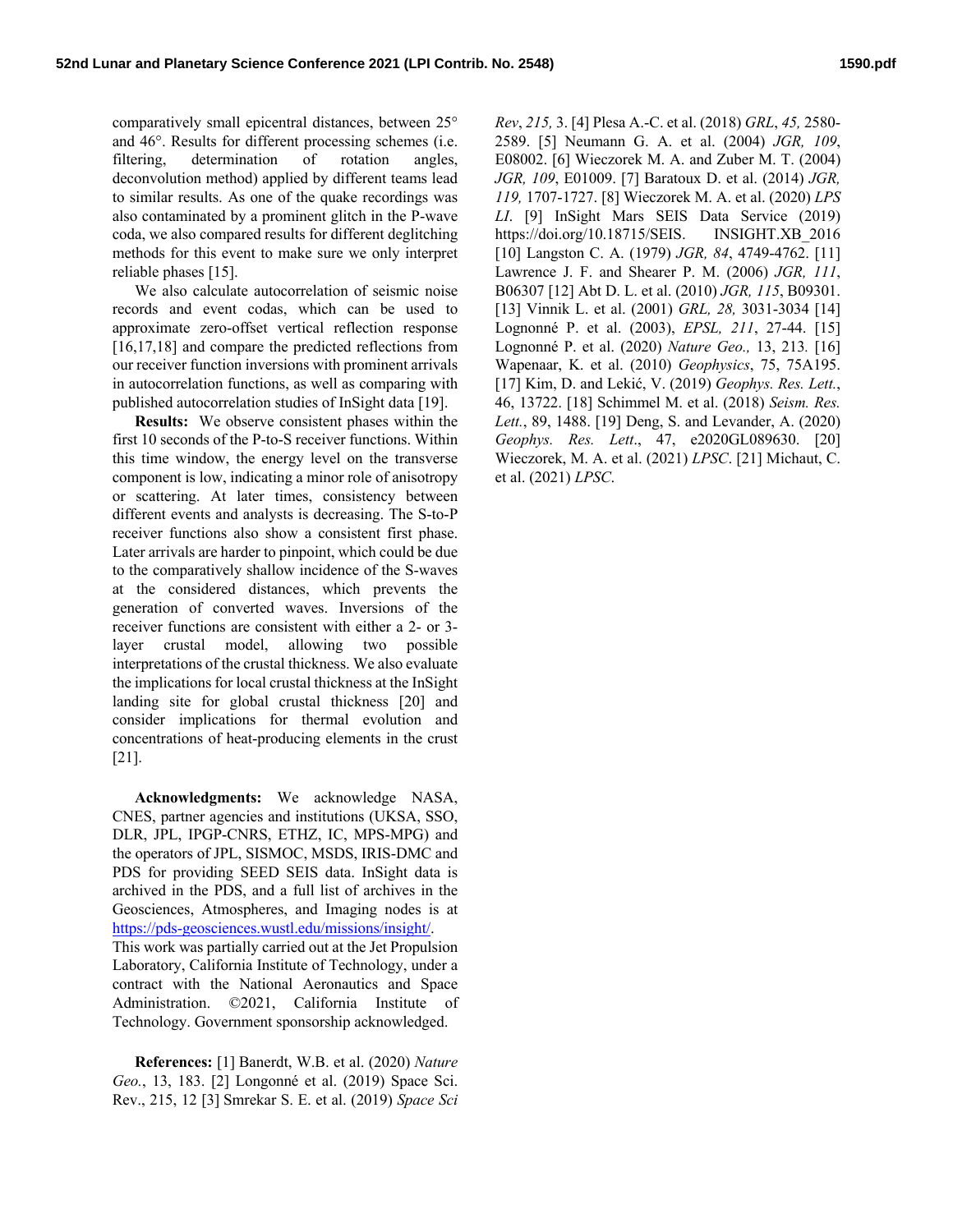comparatively small epicentral distances, between 25° and 46°. Results for different processing schemes (i.e. filtering, determination of rotation angles, deconvolution method) applied by different teams lead to similar results. As one of the quake recordings was also contaminated by a prominent glitch in the P-wave coda, we also compared results for different deglitching methods for this event to make sure we only interpret reliable phases [15].

We also calculate autocorrelation of seismic noise records and event codas, which can be used to approximate zero-offset vertical reflection response [16,17,18] and compare the predicted reflections from our receiver function inversions with prominent arrivals in autocorrelation functions, as well as comparing with published autocorrelation studies of InSight data [19].

**Results:** We observe consistent phases within the first 10 seconds of the P-to-S receiver functions. Within this time window, the energy level on the transverse component is low, indicating a minor role of anisotropy or scattering. At later times, consistency between different events and analysts is decreasing. The S-to-P receiver functions also show a consistent first phase. Later arrivals are harder to pinpoint, which could be due to the comparatively shallow incidence of the S-waves at the considered distances, which prevents the generation of converted waves. Inversions of the receiver functions are consistent with either a 2- or 3-layer crustal model, allowing two possible interpretations of the crustal thickness. We also evaluate the implications for local crustal thickness at the InSight landing site for global crustal thickness [20] and consider implications for thermal evolution and concentrations of heat-producing elements in the crust [21].

**Acknowledgments:** We acknowledge NASA, CNES, partner agencies and institutions (UKSA, SSO, DLR, JPL, IPGP-CNRS, ETHZ, IC, MPS-MPG) and the operators of JPL, SISMOC, MSDS, IRIS-DMC and PDS for providing SEED SEIS data. InSight data is archived in the PDS, and a full list of archives in the Geosciences, Atmospheres, and Imaging nodes is at https://pds-geosciences.wustl.edu/missions/insight/. This work was partially carried out at the Jet Propulsion Laboratory, California Institute of Technology, under a contract with the National Aeronautics and Space Administration. ©2021, California Institute of Technology. Government sponsorship acknowledged.

**References:** [1] Banerdt, W.B. et al. (2020) *Nature Geo.*, 13, 183. [2] Longonné et al. (2019) Space Sci. Rev., 215, 12 [3] Smrekar S. E. et al. (2019) *Space Sci Rev*, *215,* 3. [4] Plesa A.-C. et al. (2018) *GRL*, *45,* 2580-2589. [5] Neumann G. A. et al. (2004) *JGR, 109*, E08002. [6] Wieczorek M. A. and Zuber M. T. (2004) *JGR, 109*, E01009. [7] Baratoux D. et al. (2014) *JGR, 119,* 1707-1727. [8] Wieczorek M. A. et al. (2020) *LPS LI*. [9] InSight Mars SEIS Data Service (2019) https://doi.org/10.18715/SEIS. INSIGHT.XB_2016 [10] Langston C. A. (1979) *JGR, 84*, 4749-4762. [11] Lawrence J. F. and Shearer P. M. (2006) *JGR, 111*, B06307 [12] Abt D. L. et al. (2010) *JGR, 115*, B09301. [13] Vinnik L. et al. (2001) *GRL, 28,* 3031-3034 [14] Lognonné P. et al. (2003), *EPSL, 211*, 27-44. [15] Lognonné P. et al. (2020) *Nature Geo.,* 13, 213*.* [16] Wapenaar, K. et al. (2010) *Geophysics*, 75, 75A195. [17] Kim, D. and Lekić, V. (2019) *Geophys. Res. Lett.*, 46, 13722. [18] Schimmel M. et al. (2018) *Seism. Res. Lett.*, 89, 1488. [19] Deng, S. and Levander, A. (2020) *Geophys. Res. Lett*., 47, e2020GL089630. [20] Wieczorek, M. A. et al. (2021) *LPSC*. [21] Michaut, C. et al. (2021) *LPSC.*